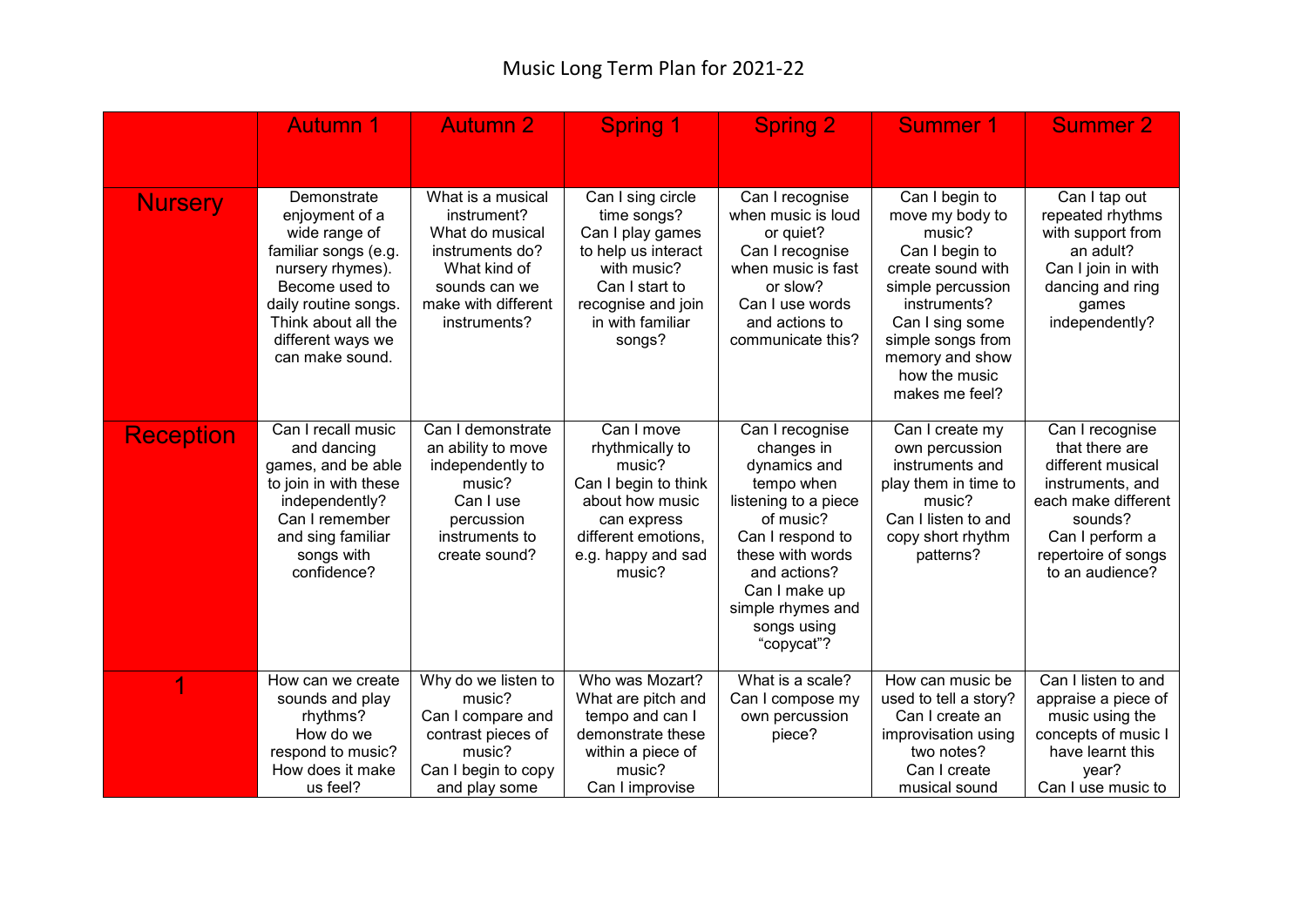# Music Long Term Plan for 2021-22

| | Autumn 1 | Autumn 2 | Spring 1 | Spring 2 | Summer 1 | Summer 2 |
|---|---|---|---|---|---|---|
| Nursery | Demonstrate enjoyment of a wide range of familiar songs (e.g. nursery rhymes). Become used to daily routine songs. Think about all the different ways we can make sound. | What is a musical instrument? What do musical instruments do? What kind of sounds can we make with different instruments? | Can I sing circle time songs? Can I play games to help us interact with music? Can I start to recognise and join in with familiar songs? | Can I recognise when music is loud or quiet? Can I recognise when music is fast or slow? Can I use words and actions to communicate this? | Can I begin to move my body to music? Can I begin to create sound with simple percussion instruments? Can I sing some simple songs from memory and show how the music makes me feel? | Can I tap out repeated rhythms with support from an adult? Can I join in with dancing and ring games independently? |
| Reception | Can I recall music and dancing games, and be able to join in with these independently? Can I remember and sing familiar songs with confidence? | Can I demonstrate an ability to move independently to music? Can I use percussion instruments to create sound? | Can I move rhythmically to music? Can I begin to think about how music can express different emotions, e.g. happy and sad music? | Can I recognise changes in dynamics and tempo when listening to a piece of music? Can I respond to these with words and actions? Can I make up simple rhymes and songs using "copycat"? | Can I create my own percussion instruments and play them in time to music? Can I listen to and copy short rhythm patterns? | Can I recognise that there are different musical instruments, and each make different sounds? Can I perform a repertoire of songs to an audience? |
| 1 | How can we create sounds and play rhythms? How do we respond to music? How does it make us feel? | Why do we listen to music? Can I compare and contrast pieces of music? Can I begin to copy and play some | Who was Mozart? What are pitch and tempo and can I demonstrate these within a piece of music? Can I improvise | What is a scale? Can I compose my own percussion piece? | How can music be used to tell a story? Can I create an improvisation using two notes? Can I create musical sound | Can I listen to and appraise a piece of music using the concepts of music I have learnt this year? Can I use music to |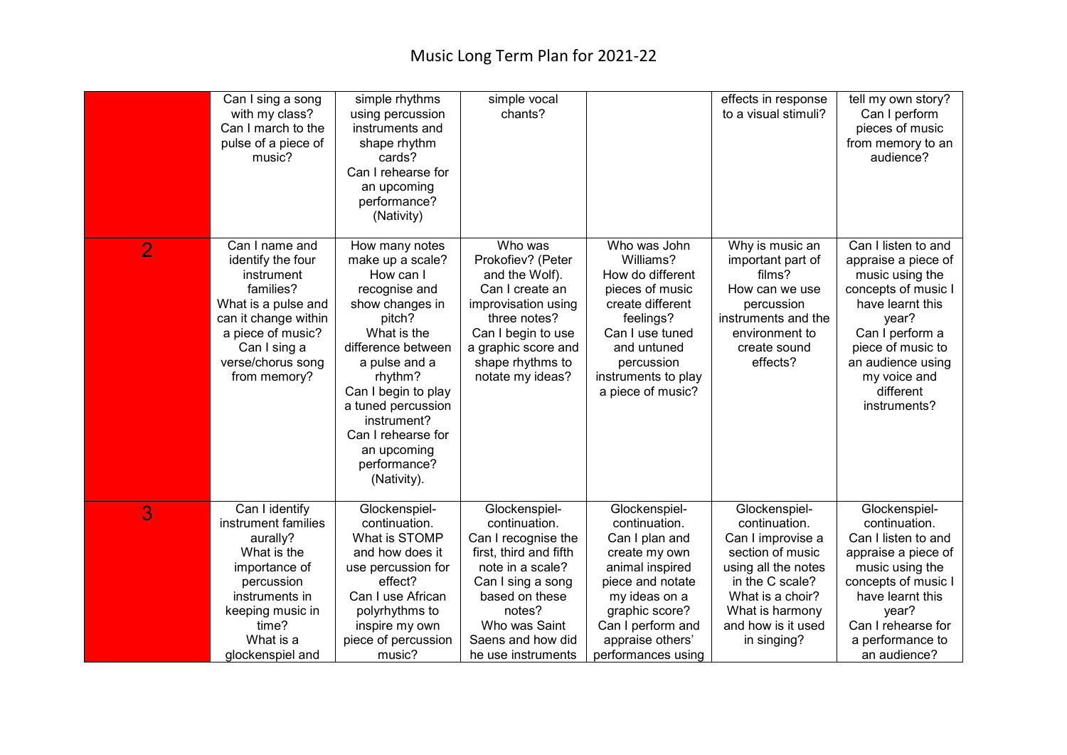# Music Long Term Plan for 2021-22

| | | | | | | |
|---|---|---|---|---|---|---|
| | Can I sing a song with my class? Can I march to the pulse of a piece of music? | simple rhythms using percussion instruments and shape rhythm cards? Can I rehearse for an upcoming performance? (Nativity) | simple vocal chants? | | effects in response to a visual stimuli? | tell my own story? Can I perform pieces of music from memory to an audience? |
| 2 | Can I name and identify the four instrument families? What is a pulse and can it change within a piece of music? Can I sing a verse/chorus song from memory? | How many notes make up a scale? How can I recognise and show changes in pitch? What is the difference between a pulse and a rhythm? Can I begin to play a tuned percussion instrument? Can I rehearse for an upcoming performance? (Nativity). | Who was Prokofiev? (Peter and the Wolf). Can I create an improvisation using three notes? Can I begin to use a graphic score and shape rhythms to notate my ideas? | Who was John Williams? How do different pieces of music create different feelings? Can I use tuned and untuned percussion instruments to play a piece of music? | Why is music an important part of films? How can we use percussion instruments and the environment to create sound effects? | Can I listen to and appraise a piece of music using the concepts of music I have learnt this year? Can I perform a piece of music to an audience using my voice and different instruments? |
| 3 | Can I identify instrument families aurally? What is the importance of percussion instruments in keeping music in time? What is a glockenspiel and | Glockenspiel- continuation. What is STOMP and how does it use percussion for effect? Can I use African polyrhythms to inspire my own piece of percussion music? | Glockenspiel- continuation. Can I recognise the first, third and fifth note in a scale? Can I sing a song based on these notes? Who was Saint Saens and how did he use instruments | Glockenspiel- continuation. Can I plan and create my own animal inspired piece and notate my ideas on a graphic score? Can I perform and appraise others' performances using | Glockenspiel- continuation. Can I improvise a section of music using all the notes in the C scale? What is a choir? What is harmony and how is it used in singing? | Glockenspiel- continuation. Can I listen to and appraise a piece of music using the concepts of music I have learnt this year? Can I rehearse for a performance to an audience? |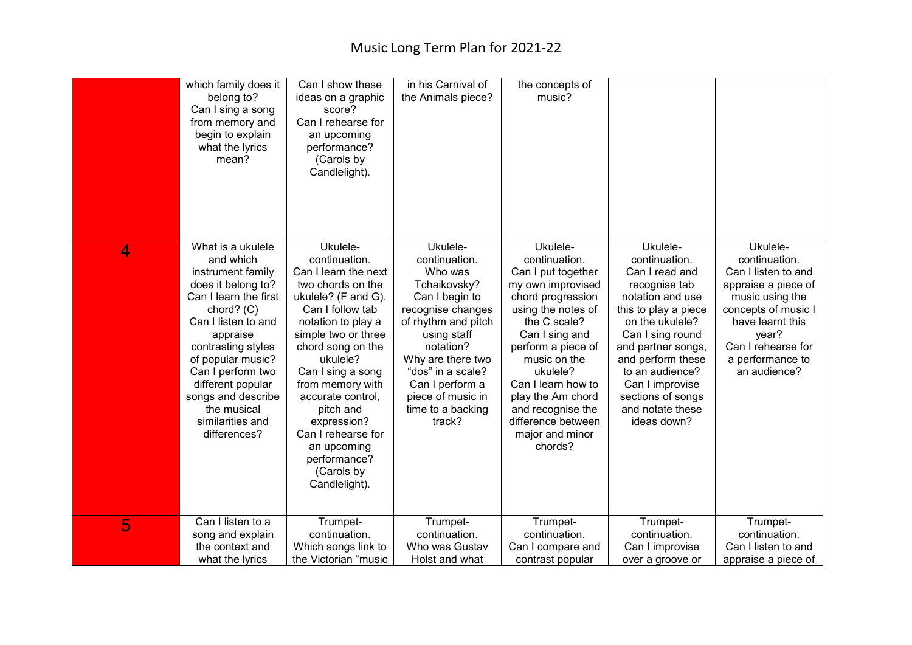# Music Long Term Plan for 2021-22

| | | | | | | |
|---|---|---|---|---|---|---|
| | which family does it belong to? Can I sing a song from memory and begin to explain what the lyrics mean? | Can I show these ideas on a graphic score? Can I rehearse for an upcoming performance? (Carols by Candlelight). | in his Carnival of the Animals piece? | the concepts of music? | | |
| 4 | What is a ukulele and which instrument family does it belong to? Can I learn the first chord? (C) Can I listen to and appraise contrasting styles of popular music? Can I perform two different popular songs and describe the musical similarities and differences? | Ukulele- continuation. Can I learn the next two chords on the ukulele? (F and G). Can I follow tab notation to play a simple two or three chord song on the ukulele? Can I sing a song from memory with accurate control, pitch and expression? Can I rehearse for an upcoming performance? (Carols by Candlelight). | Ukulele- continuation. Who was Tchaikovsky? Can I begin to recognise changes of rhythm and pitch using staff notation? Why are there two "dos" in a scale? Can I perform a piece of music in time to a backing track? | Ukulele- continuation. Can I put together my own improvised chord progression using the notes of the C scale? Can I sing and perform a piece of music on the ukulele? Can I learn how to play the Am chord and recognise the difference between major and minor chords? | Ukulele- continuation. Can I read and recognise tab notation and use this to play a piece on the ukulele? Can I sing round and partner songs, and perform these to an audience? Can I improvise sections of songs and notate these ideas down? | Ukulele- continuation. Can I listen to and appraise a piece of music using the concepts of music I have learnt this year? Can I rehearse for a performance to an audience? |
| 5 | Can I listen to a song and explain the context and what the lyrics | Trumpet- continuation. Which songs link to the Victorian "music | Trumpet- continuation. Who was Gustav Holst and what | Trumpet- continuation. Can I compare and contrast popular | Trumpet- continuation. Can I improvise over a groove or | Trumpet- continuation. Can I listen to and appraise a piece of |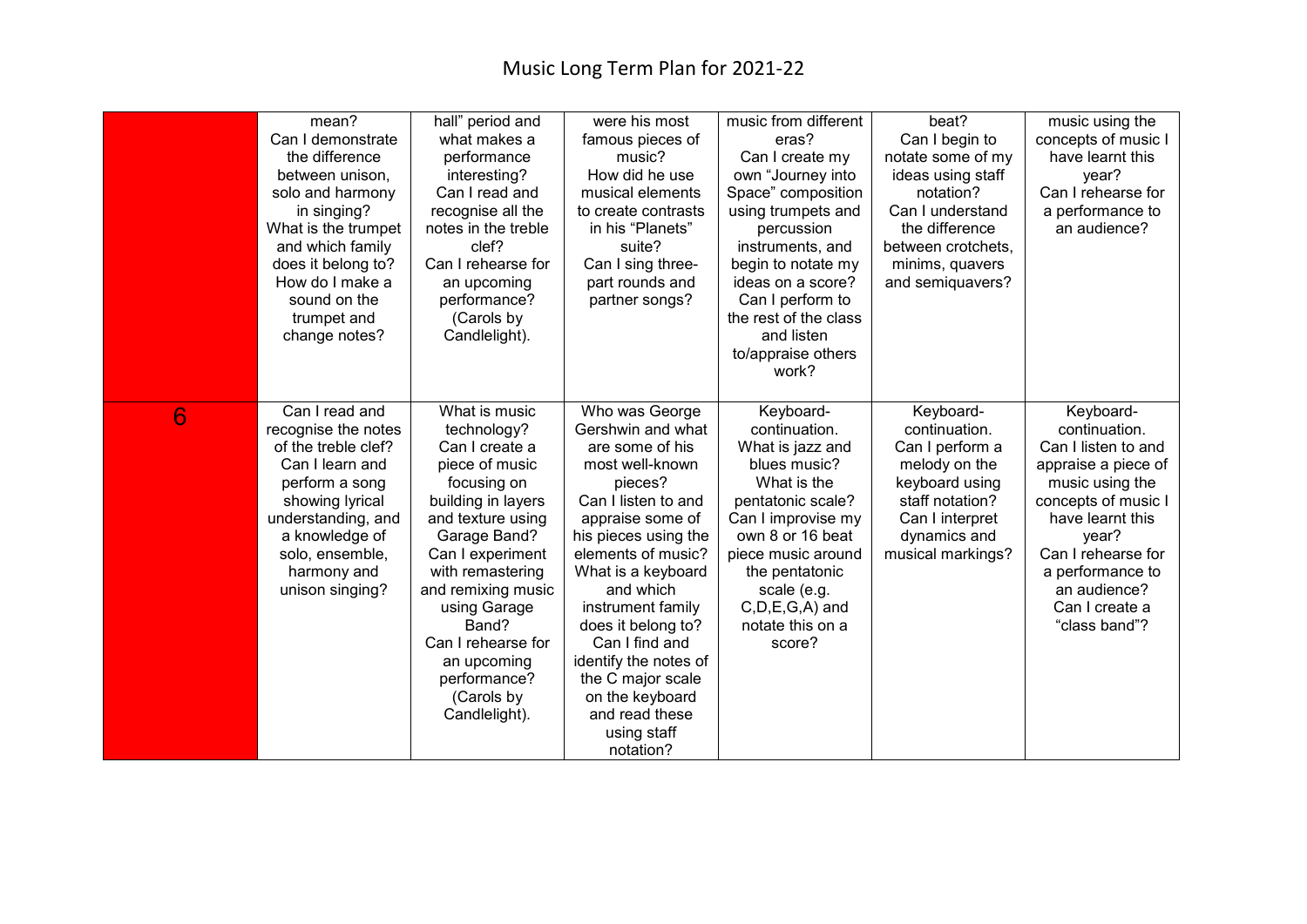# Music Long Term Plan for 2021-22

| | | | | | | |
|---|---|---|---|---|---|---|
| | mean? Can I demonstrate the difference between unison, solo and harmony in singing? What is the trumpet and which family does it belong to? How do I make a sound on the trumpet and change notes? | hall" period and what makes a performance interesting? Can I read and recognise all the notes in the treble clef? Can I rehearse for an upcoming performance? (Carols by Candlelight). | were his most famous pieces of music? How did he use musical elements to create contrasts in his "Planets" suite? Can I sing three-part rounds and partner songs? | music from different eras? Can I create my own "Journey into Space" composition using trumpets and percussion instruments, and begin to notate my ideas on a score? Can I perform to the rest of the class and listen to/appraise others work? | beat? Can I begin to notate some of my ideas using staff notation? Can I understand the difference between crotchets, minims, quavers and semiquavers? | music using the concepts of music I have learnt this year? Can I rehearse for a performance to an audience? |
| 6 | Can I read and recognise the notes of the treble clef? Can I learn and perform a song showing lyrical understanding, and a knowledge of solo, ensemble, harmony and unison singing? | What is music technology? Can I create a piece of music focusing on building in layers and texture using Garage Band? Can I experiment with remastering and remixing music using Garage Band? Can I rehearse for an upcoming performance? (Carols by Candlelight). | Who was George Gershwin and what are some of his most well-known pieces? Can I listen to and appraise some of his pieces using the elements of music? What is a keyboard and which instrument family does it belong to? Can I find and identify the notes of the C major scale on the keyboard and read these using staff notation? | Keyboard- continuation. What is jazz and blues music? What is the pentatonic scale? Can I improvise my own 8 or 16 beat piece music around the pentatonic scale (e.g. C,D,E,G,A) and notate this on a score? | Keyboard- continuation. Can I perform a melody on the keyboard using staff notation? Can I interpret dynamics and musical markings? | Keyboard- continuation. Can I listen to and appraise a piece of music using the concepts of music I have learnt this year? Can I rehearse for a performance to an audience? Can I create a "class band"? |